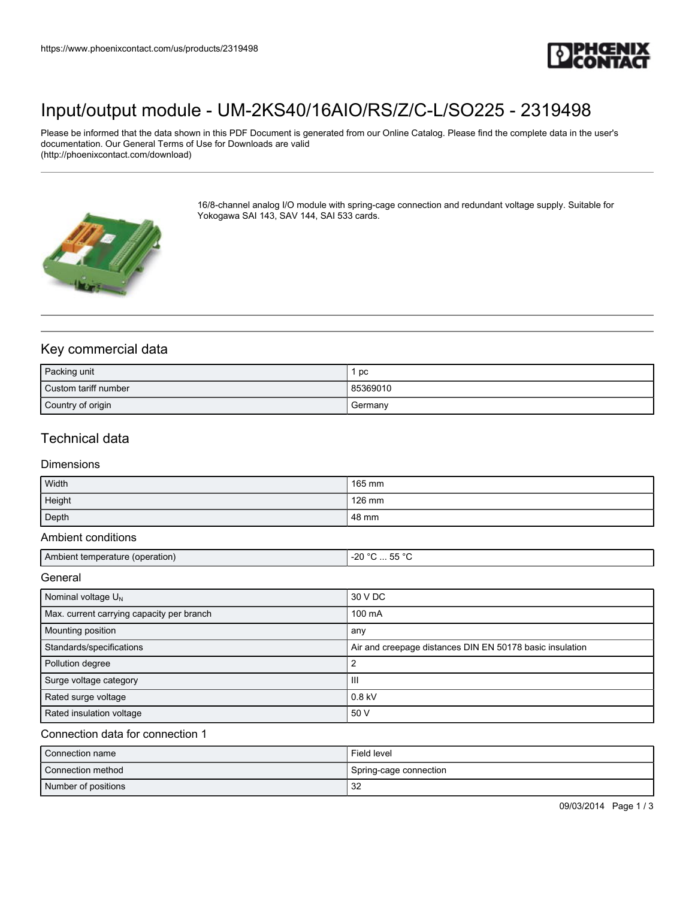https://www.phoenixcontact.com/us/products/2319498

# Input/output module - UM-2KS40/16AIO/RS/Z/C-L/SO225 - 2319498

Please be informed that the data shown in this PDF Document is generated from our Online Catalog. Please find the complete data in the user's documentation. Our General Terms of Use for Downloads are valid (http://phoenixcontact.com/download)

16/8-channel analog I/O module with spring-cage connection and redundant voltage supply. Suitable for Yokogawa SAI 143, SAV 144, SAI 533 cards.

## Key commercial data

| | |
|---|---|
| Packing unit | 1 pc |
| Custom tariff number | 85369010 |
| Country of origin | Germany |

## Technical data

### Dimensions

| | |
|---|---|
| Width | 165 mm |
| Height | 126 mm |
| Depth | 48 mm |

### Ambient conditions

| | |
|---|---|
| Ambient temperature (operation) | -20 °C ... 55 °C |

### General

| | |
|---|---|
| Nominal voltage $U_N$ | 30 V DC |
| Max. current carrying capacity per branch | 100 mA |
| Mounting position | any |
| Standards/specifications | Air and creepage distances DIN EN 50178 basic insulation |
| Pollution degree | 2 |
| Surge voltage category | III |
| Rated surge voltage | 0.8 kV |
| Rated insulation voltage | 50 V |

### Connection data for connection 1

| | |
|---|---|
| Connection name | Field level |
| Connection method | Spring-cage connection |
| Number of positions | 32 |

09/03/2014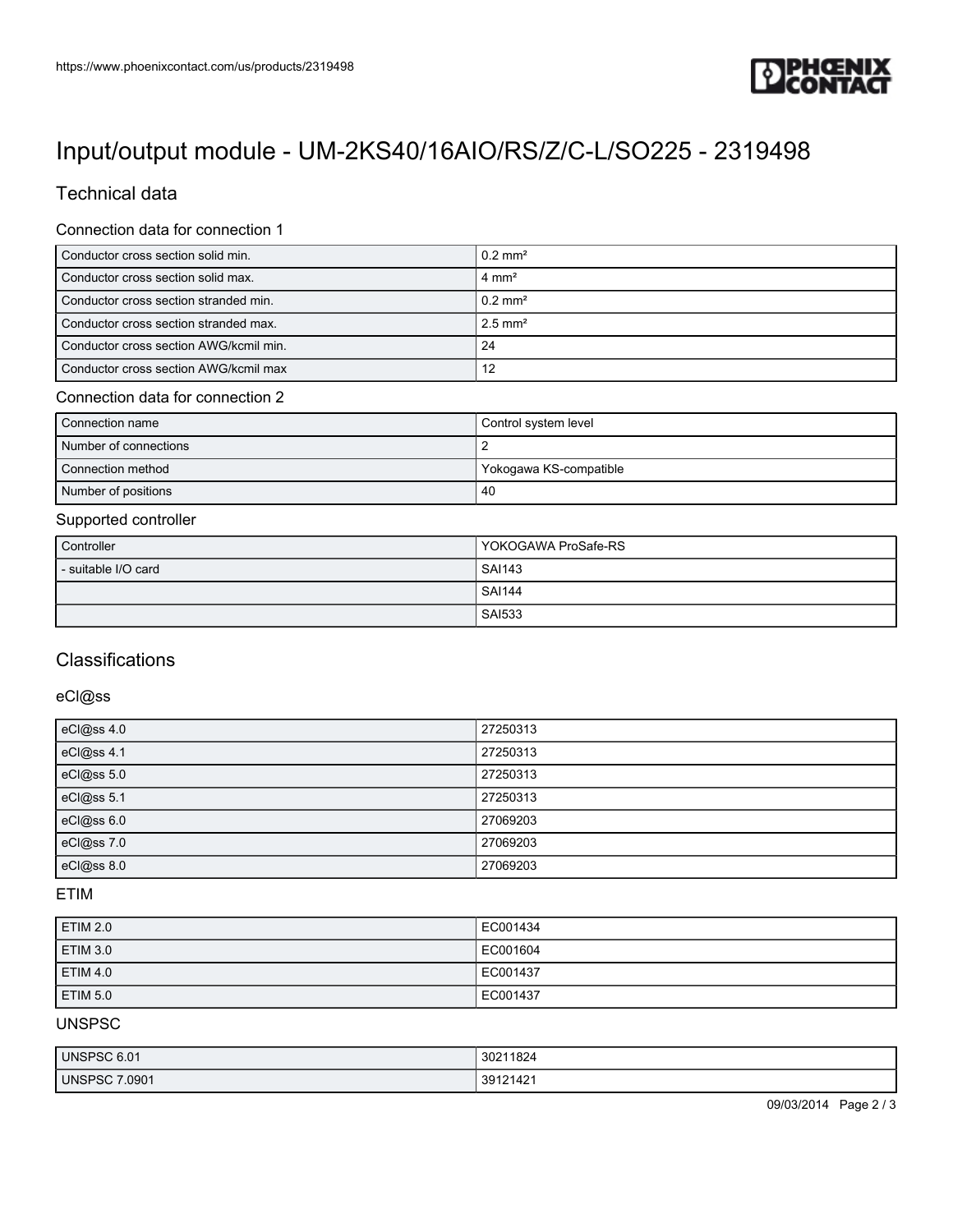# Input/output module - UM-2KS40/16AIO/RS/Z/C-L/SO225 - 2319498

## Technical data

### Connection data for connection 1

| | |
|---|---|
| Conductor cross section solid min. | 0.2 mm² |
| Conductor cross section solid max. | 4 mm² |
| Conductor cross section stranded min. | 0.2 mm² |
| Conductor cross section stranded max. | 2.5 mm² |
| Conductor cross section AWG/kcmil min. | 24 |
| Conductor cross section AWG/kcmil max | 12 |

### Connection data for connection 2

| | |
|---|---|
| Connection name | Control system level |
| Number of connections | 2 |
| Connection method | Yokogawa KS-compatible |
| Number of positions | 40 |

### Supported controller

| | |
|---|---|
| Controller | YOKOGAWA ProSafe-RS |
| - suitable I/O card | SAI143 |
| | SAI144 |
| | SAI533 |

## Classifications

### eCl@ss

| | |
|---|---|
| eCl@ss 4.0 | 27250313 |
| eCl@ss 4.1 | 27250313 |
| eCl@ss 5.0 | 27250313 |
| eCl@ss 5.1 | 27250313 |
| eCl@ss 6.0 | 27069203 |
| eCl@ss 7.0 | 27069203 |
| eCl@ss 8.0 | 27069203 |

### ETIM

| | |
|---|---|
| ETIM 2.0 | EC001434 |
| ETIM 3.0 | EC001604 |
| ETIM 4.0 | EC001437 |
| ETIM 5.0 | EC001437 |

### UNSPSC

| | |
|---|---|
| UNSPSC 6.01 | 30211824 |
| UNSPSC 7.0901 | 39121421 |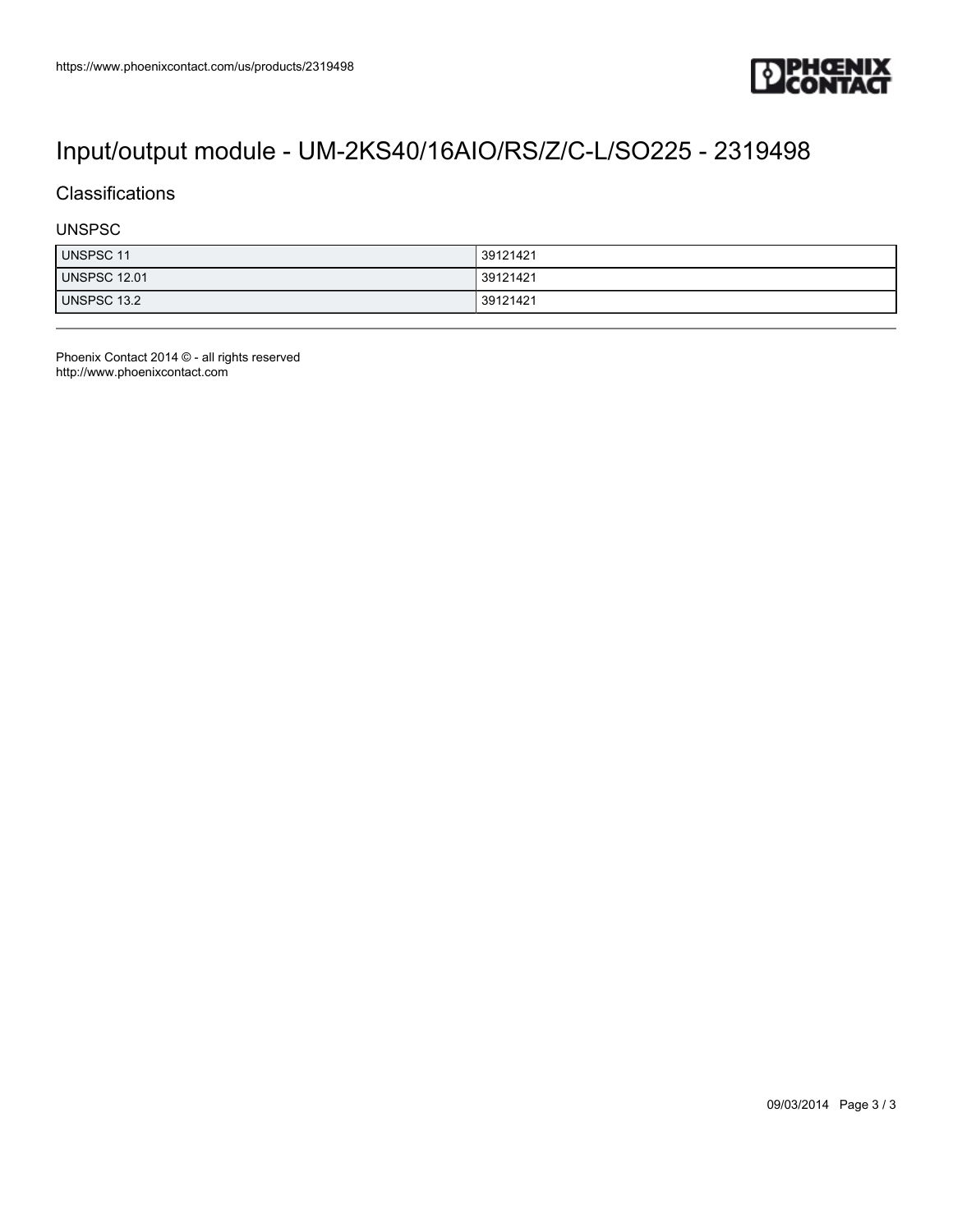# Input/output module - UM-2KS40/16AIO/RS/Z/C-L/SO225 - 2319498

## Classifications

### UNSPSC

| | |
|---|---|
| UNSPSC 11 | 39121421 |
| UNSPSC 12.01 | 39121421 |
| UNSPSC 13.2 | 39121421 |

Phoenix Contact 2014 © - all rights reserved
http://www.phoenixcontact.com